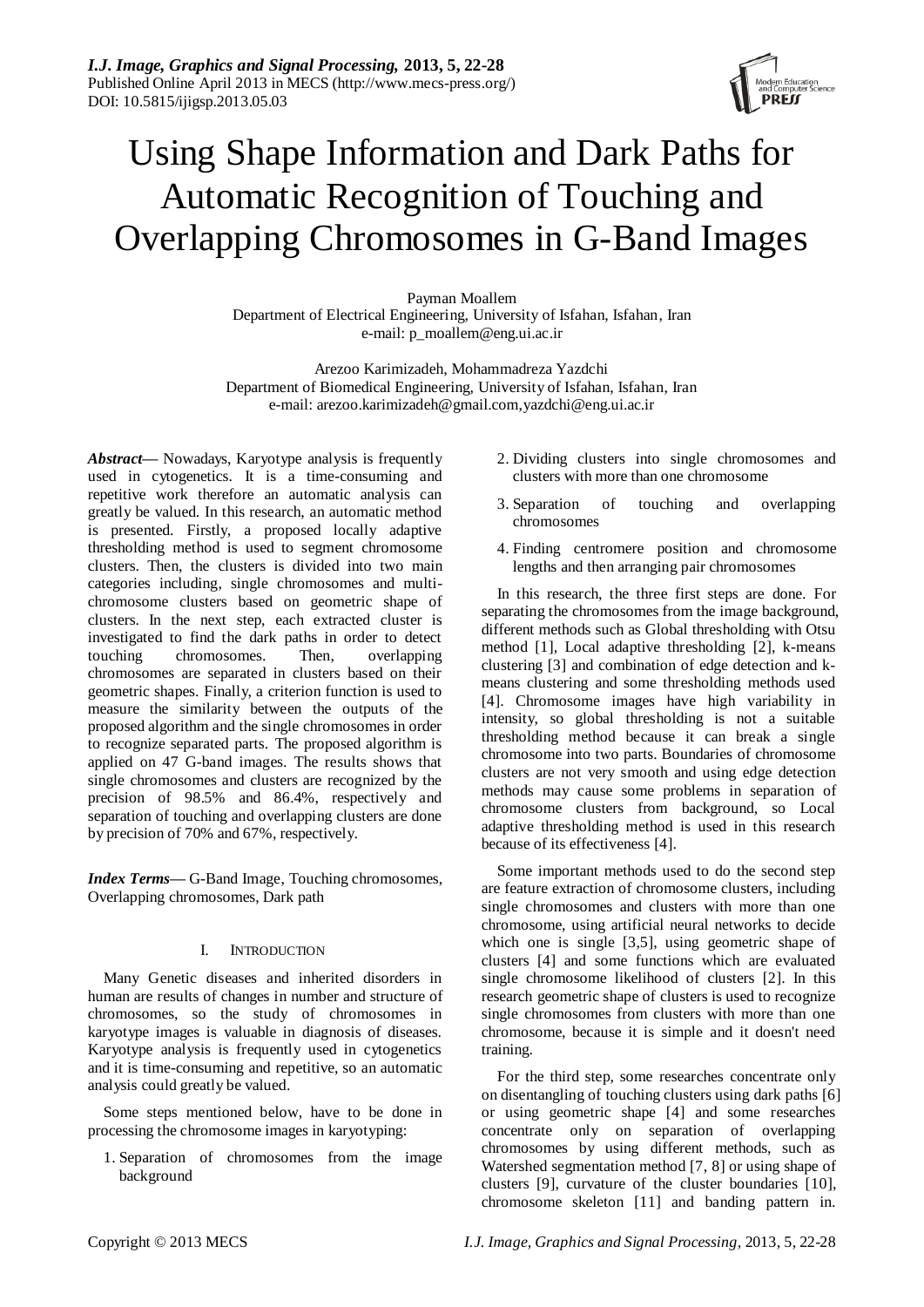# Using Shape Information and Dark Paths for Automatic Recognition of Touching and Overlapping Chromosomes in G-Band Images

Payman Moallem
Department of Electrical Engineering, University of Isfahan, Isfahan, Iran
e-mail: p_moallem@eng.ui.ac.ir

Arezoo Karimizadeh, Mohammadreza Yazdchi
Department of Biomedical Engineering, University of Isfahan, Isfahan, Iran
e-mail: arezoo.karimizadeh@gmail.com,yazdchi@eng.ui.ac.ir

***Abstract*****—** Nowadays, Karyotype analysis is frequently used in cytogenetics. It is a time-consuming and repetitive work therefore an automatic analysis can greatly be valued. In this research, an automatic method is presented. Firstly, a proposed locally adaptive thresholding method is used to segment chromosome clusters. Then, the clusters is divided into two main categories including, single chromosomes and multi-chromosome clusters based on geometric shape of clusters. In the next step, each extracted cluster is investigated to find the dark paths in order to detect touching chromosomes. Then, overlapping chromosomes are separated in clusters based on their geometric shapes. Finally, a criterion function is used to measure the similarity between the outputs of the proposed algorithm and the single chromosomes in order to recognize separated parts. The proposed algorithm is applied on 47 G-band images. The results shows that single chromosomes and clusters are recognized by the precision of 98.5% and 86.4%, respectively and separation of touching and overlapping clusters are done by precision of 70% and 67%, respectively.

***Index Terms*****—** G-Band Image, Touching chromosomes, Overlapping chromosomes, Dark path

## I. Introduction

Many Genetic diseases and inherited disorders in human are results of changes in number and structure of chromosomes, so the study of chromosomes in karyotype images is valuable in diagnosis of diseases. Karyotype analysis is frequently used in cytogenetics and it is time-consuming and repetitive, so an automatic analysis could greatly be valued.

Some steps mentioned below, have to be done in processing the chromosome images in karyotyping:

1. Separation of chromosomes from the image background
2. Dividing clusters into single chromosomes and clusters with more than one chromosome
3. Separation of touching and overlapping chromosomes
4. Finding centromere position and chromosome lengths and then arranging pair chromosomes

In this research, the three first steps are done. For separating the chromosomes from the image background, different methods such as Global thresholding with Otsu method [1], Local adaptive thresholding [2], k-means clustering [3] and combination of edge detection and k-means clustering and some thresholding methods used [4]. Chromosome images have high variability in intensity, so global thresholding is not a suitable thresholding method because it can break a single chromosome into two parts. Boundaries of chromosome clusters are not very smooth and using edge detection methods may cause some problems in separation of chromosome clusters from background, so Local adaptive thresholding method is used in this research because of its effectiveness [4].

Some important methods used to do the second step are feature extraction of chromosome clusters, including single chromosomes and clusters with more than one chromosome, using artificial neural networks to decide which one is single [3,5], using geometric shape of clusters [4] and some functions which are evaluated single chromosome likelihood of clusters [2]. In this research geometric shape of clusters is used to recognize single chromosomes from clusters with more than one chromosome, because it is simple and it doesn't need training.

For the third step, some researches concentrate only on disentangling of touching clusters using dark paths [6] or using geometric shape [4] and some researches concentrate only on separation of overlapping chromosomes by using different methods, such as Watershed segmentation method [7, 8] or using shape of clusters [9], curvature of the cluster boundaries [10], chromosome skeleton [11] and banding pattern in.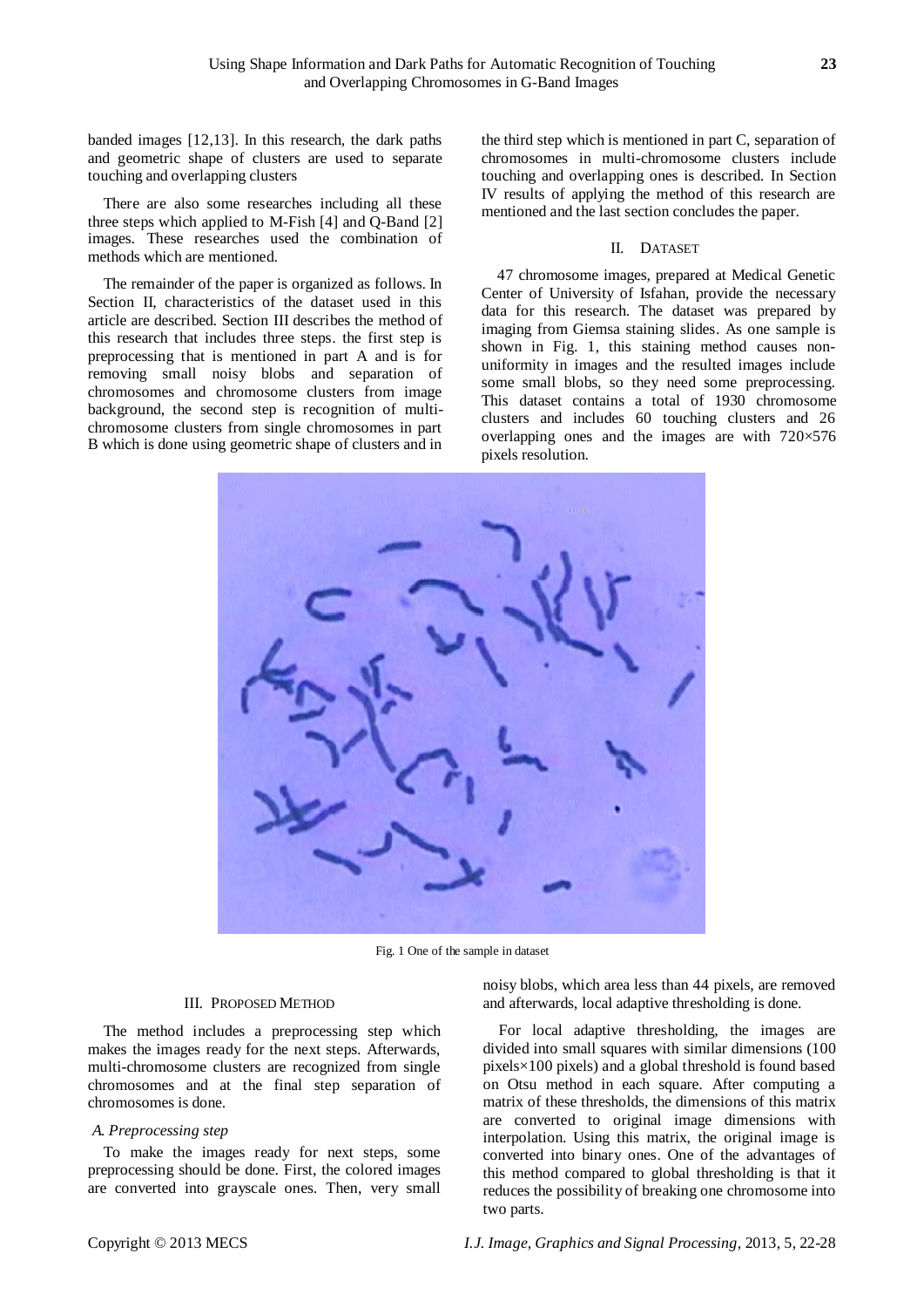banded images [12,13]. In this research, the dark paths and geometric shape of clusters are used to separate touching and overlapping clusters

There are also some researches including all these three steps which applied to M-Fish [4] and Q-Band [2] images. These researches used the combination of methods which are mentioned.

The remainder of the paper is organized as follows. In Section II, characteristics of the dataset used in this article are described. Section III describes the method of this research that includes three steps. the first step is preprocessing that is mentioned in part A and is for removing small noisy blobs and separation of chromosomes and chromosome clusters from image background, the second step is recognition of multi-chromosome clusters from single chromosomes in part B which is done using geometric shape of clusters and in the third step which is mentioned in part C, separation of chromosomes in multi-chromosome clusters include touching and overlapping ones is described. In Section IV results of applying the method of this research are mentioned and the last section concludes the paper.

## II. DATASET

47 chromosome images, prepared at Medical Genetic Center of University of Isfahan, provide the necessary data for this research. The dataset was prepared by imaging from Giemsa staining slides. As one sample is shown in Fig. 1, this staining method causes non-uniformity in images and the resulted images include some small blobs, so they need some preprocessing. This dataset contains a total of 1930 chromosome clusters and includes 60 touching clusters and 26 overlapping ones and the images are with 720×576 pixels resolution.

Fig. 1 One of the sample in dataset

## III. PROPOSED METHOD

The method includes a preprocessing step which makes the images ready for the next steps. Afterwards, multi-chromosome clusters are recognized from single chromosomes and at the final step separation of chromosomes is done.

### *A. Preprocessing step*

To make the images ready for next steps, some preprocessing should be done. First, the colored images are converted into grayscale ones. Then, very small noisy blobs, which area less than 44 pixels, are removed and afterwards, local adaptive thresholding is done.

For local adaptive thresholding, the images are divided into small squares with similar dimensions (100 pixels×100 pixels) and a global threshold is found based on Otsu method in each square. After computing a matrix of these thresholds, the dimensions of this matrix are converted to original image dimensions with interpolation. Using this matrix, the original image is converted into binary ones. One of the advantages of this method compared to global thresholding is that it reduces the possibility of breaking one chromosome into two parts.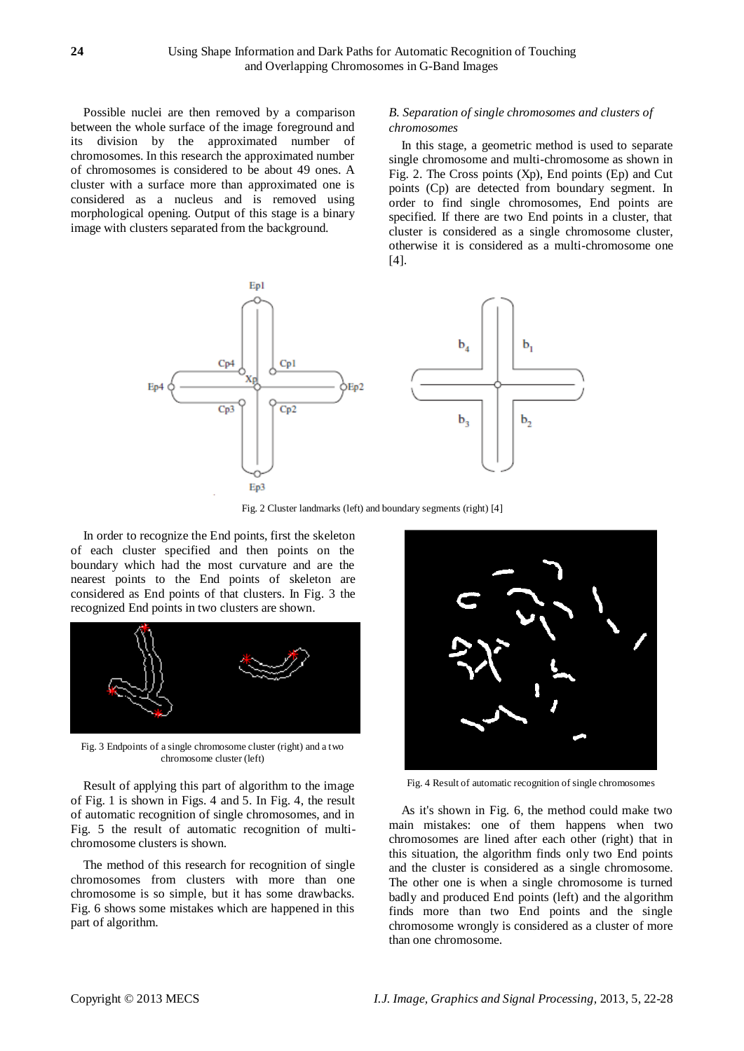Possible nuclei are then removed by a comparison between the whole surface of the image foreground and its division by the approximated number of chromosomes. In this research the approximated number of chromosomes is considered to be about 49 ones. A cluster with a surface more than approximated one is considered as a nucleus and is removed using morphological opening. Output of this stage is a binary image with clusters separated from the background.

### *B. Separation of single chromosomes and clusters of chromosomes*

In this stage, a geometric method is used to separate single chromosome and multi-chromosome as shown in Fig. 2. The Cross points (Xp), End points (Ep) and Cut points (Cp) are detected from boundary segment. In order to find single chromosomes, End points are specified. If there are two End points in a cluster, that cluster is considered as a single chromosome cluster, otherwise it is considered as a multi-chromosome one [4].

Fig. 2 Cluster landmarks (left) and boundary segments (right) [4]

In order to recognize the End points, first the skeleton of each cluster specified and then points on the boundary which had the most curvature and are the nearest points to the End points of skeleton are considered as End points of that clusters. In Fig. 3 the recognized End points in two clusters are shown.

Fig. 3 Endpoints of a single chromosome cluster (right) and a two chromosome cluster (left)

Result of applying this part of algorithm to the image of Fig. 1 is shown in Figs. 4 and 5. In Fig. 4, the result of automatic recognition of single chromosomes, and in Fig. 5 the result of automatic recognition of multi-chromosome clusters is shown.

The method of this research for recognition of single chromosomes from clusters with more than one chromosome is so simple, but it has some drawbacks. Fig. 6 shows some mistakes which are happened in this part of algorithm.

Fig. 4 Result of automatic recognition of single chromosomes

As it's shown in Fig. 6, the method could make two main mistakes: one of them happens when two chromosomes are lined after each other (right) that in this situation, the algorithm finds only two End points and the cluster is considered as a single chromosome. The other one is when a single chromosome is turned badly and produced End points (left) and the algorithm finds more than two End points and the single chromosome wrongly is considered as a cluster of more than one chromosome.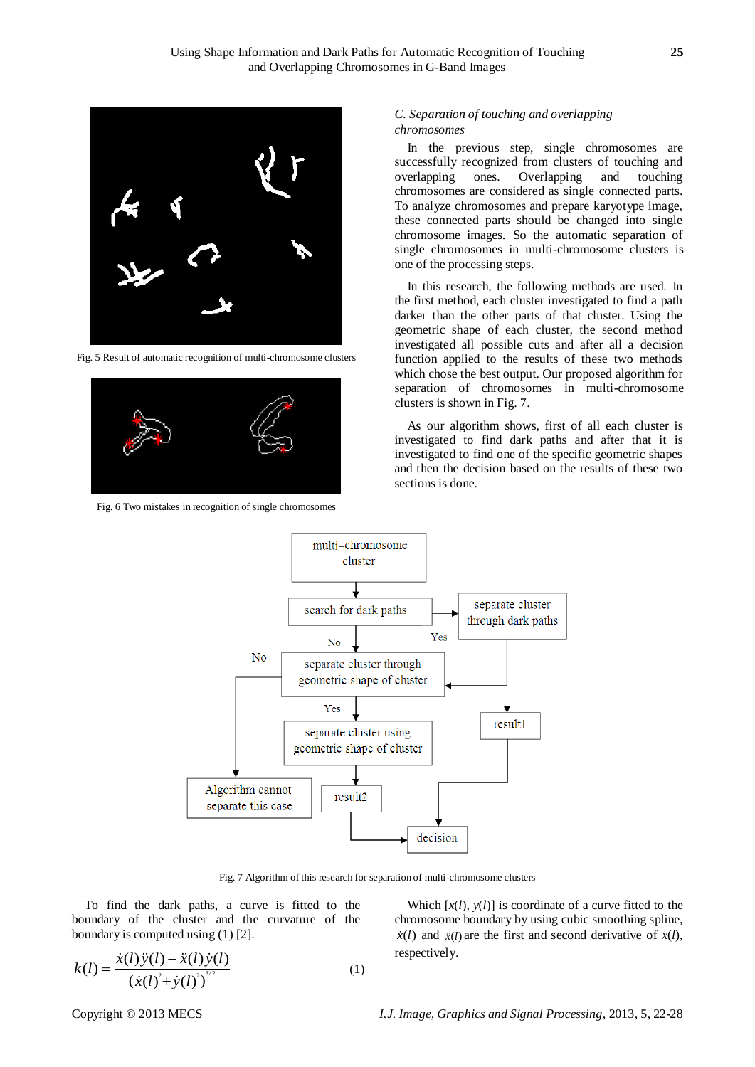Fig. 5 Result of automatic recognition of multi-chromosome clusters

Fig. 6 Two mistakes in recognition of single chromosomes

### *C. Separation of touching and overlapping chromosomes*

In the previous step, single chromosomes are successfully recognized from clusters of touching and overlapping ones. Overlapping and touching chromosomes are considered as single connected parts. To analyze chromosomes and prepare karyotype image, these connected parts should be changed into single chromosome images. So the automatic separation of single chromosomes in multi-chromosome clusters is one of the processing steps.

In this research, the following methods are used. In the first method, each cluster investigated to find a path darker than the other parts of that cluster. Using the geometric shape of each cluster, the second method investigated all possible cuts and after all a decision function applied to the results of these two methods which chose the best output. Our proposed algorithm for separation of chromosomes in multi-chromosome clusters is shown in Fig. 7.

As our algorithm shows, first of all each cluster is investigated to find dark paths and after that it is investigated to find one of the specific geometric shapes and then the decision based on the results of these two sections is done.

Fig. 7 Algorithm of this research for separation of multi-chromosome clusters

To find the dark paths, a curve is fitted to the boundary of the cluster and the curvature of the boundary is computed using (1) [2].

$$k(l) = \frac{\dot{x}(l)\ddot{y}(l) - \ddot{x}(l)\dot{y}(l)}{(\dot{x}(l)^2 + \dot{y}(l)^2)^{3/2}} \tag{1}$$

Which $[x(l), y(l)]$ is coordinate of a curve fitted to the chromosome boundary by using cubic smoothing spline, $\dot{x}(l)$ and $\ddot{x}(l)$ are the first and second derivative of $x(l)$, respectively.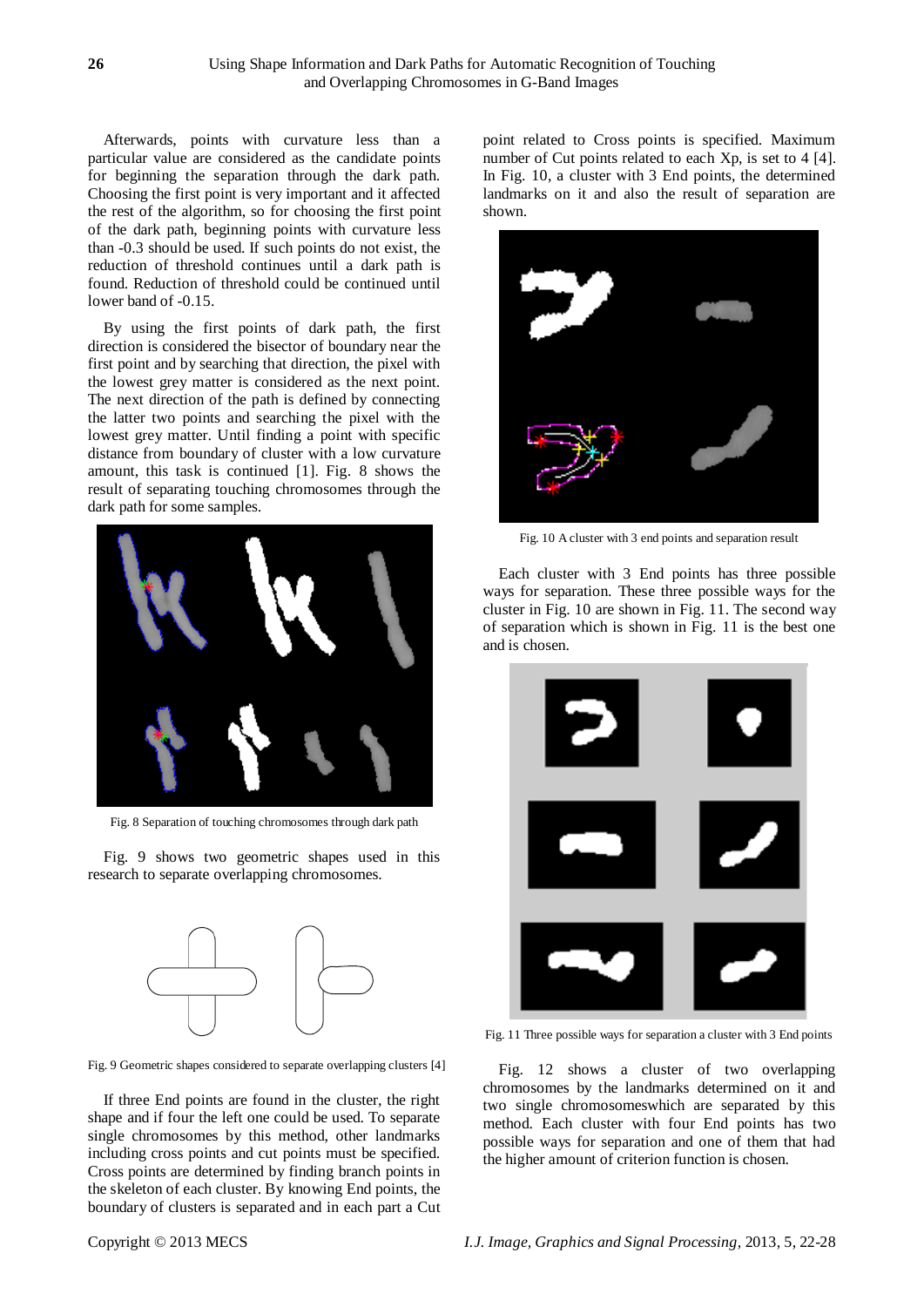Afterwards, points with curvature less than a particular value are considered as the candidate points for beginning the separation through the dark path. Choosing the first point is very important and it affected the rest of the algorithm, so for choosing the first point of the dark path, beginning points with curvature less than -0.3 should be used. If such points do not exist, the reduction of threshold continues until a dark path is found. Reduction of threshold could be continued until lower band of -0.15.

By using the first points of dark path, the first direction is considered the bisector of boundary near the first point and by searching that direction, the pixel with the lowest grey matter is considered as the next point. The next direction of the path is defined by connecting the latter two points and searching the pixel with the lowest grey matter. Until finding a point with specific distance from boundary of cluster with a low curvature amount, this task is continued [1]. Fig. 8 shows the result of separating touching chromosomes through the dark path for some samples.

Fig. 8 Separation of touching chromosomes through dark path

Fig. 9 shows two geometric shapes used in this research to separate overlapping chromosomes.

Fig. 9 Geometric shapes considered to separate overlapping clusters [4]

If three End points are found in the cluster, the right shape and if four the left one could be used. To separate single chromosomes by this method, other landmarks including cross points and cut points must be specified. Cross points are determined by finding branch points in the skeleton of each cluster. By knowing End points, the boundary of clusters is separated and in each part a Cut point related to Cross points is specified. Maximum number of Cut points related to each Xp, is set to 4 [4]. In Fig. 10, a cluster with 3 End points, the determined landmarks on it and also the result of separation are shown.

Fig. 10 A cluster with 3 end points and separation result

Each cluster with 3 End points has three possible ways for separation. These three possible ways for the cluster in Fig. 10 are shown in Fig. 11. The second way of separation which is shown in Fig. 11 is the best one and is chosen.

Fig. 11 Three possible ways for separation a cluster with 3 End points

Fig. 12 shows a cluster of two overlapping chromosomes by the landmarks determined on it and two single chromosomeswhich are separated by this method. Each cluster with four End points has two possible ways for separation and one of them that had the higher amount of criterion function is chosen.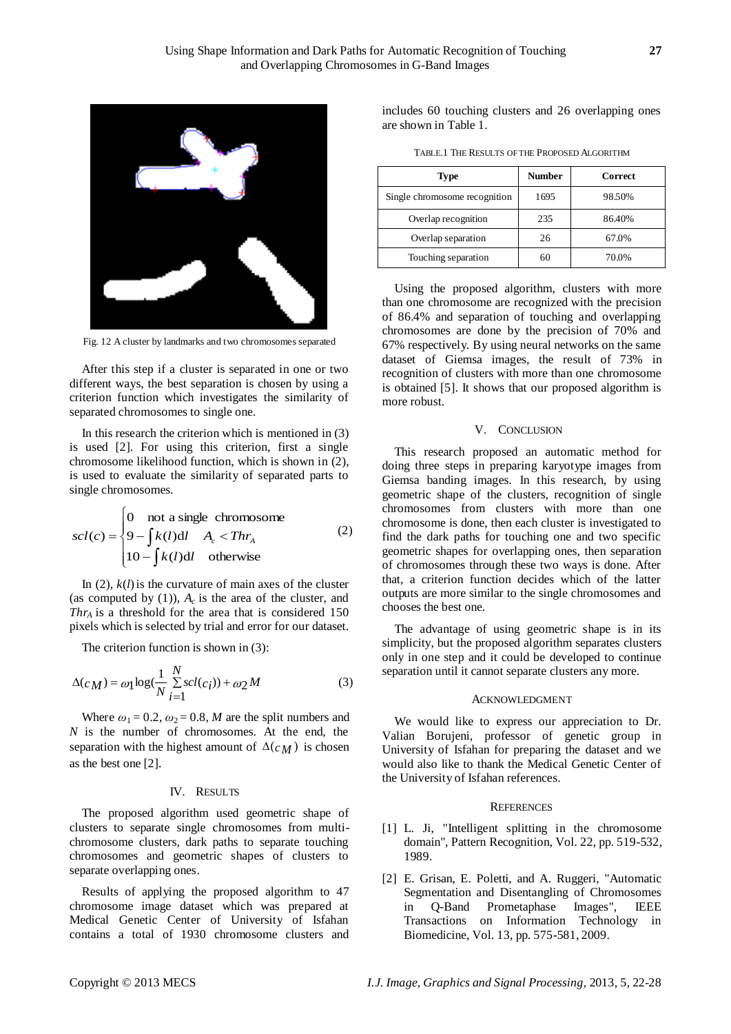Fig. 12 A cluster by landmarks and two chromosomes separated

After this step if a cluster is separated in one or two different ways, the best separation is chosen by using a criterion function which investigates the similarity of separated chromosomes to single one.

In this research the criterion which is mentioned in (3) is used [2]. For using this criterion, first a single chromosome likelihood function, which is shown in (2), is used to evaluate the similarity of separated parts to single chromosomes.

$$scl(c) = \begin{cases} 0 & \text{not a single chromosome} \\ 9 - \int k(l)\mathrm{d}l & A_c < Thr_A \\ 10 - \int k(l)\mathrm{d}l & \text{otherwise} \end{cases} \quad (2)$$

In (2), $k(l)$ is the curvature of main axes of the cluster (as computed by (1)), $A_c$ is the area of the cluster, and $Thr_A$ is a threshold for the area that is considered 150 pixels which is selected by trial and error for our dataset.

The criterion function is shown in (3):

$$\Delta(c_M) = \omega_1 \log(\frac{1}{N}\sum_{i=1}^{N} scl(c_i)) + \omega_2 M \quad (3)$$

Where $\omega_1 = 0.2$, $\omega_2 = 0.8$, $M$ are the split numbers and $N$ is the number of chromosomes. At the end, the separation with the highest amount of $\Delta(c_M)$ is chosen as the best one [2].

## IV. Results

The proposed algorithm used geometric shape of clusters to separate single chromosomes from multi-chromosome clusters, dark paths to separate touching chromosomes and geometric shapes of clusters to separate overlapping ones.

Results of applying the proposed algorithm to 47 chromosome image dataset which was prepared at Medical Genetic Center of University of Isfahan contains a total of 1930 chromosome clusters and includes 60 touching clusters and 26 overlapping ones are shown in Table 1.

TABLE.1 The Results of the Proposed Algorithm

| Type | Number | Correct |
|---|---|---|
| Single chromosome recognition | 1695 | 98.50% |
| Overlap recognition | 235 | 86.40% |
| Overlap separation | 26 | 67.0% |
| Touching separation | 60 | 70.0% |

Using the proposed algorithm, clusters with more than one chromosome are recognized with the precision of 86.4% and separation of touching and overlapping chromosomes are done by the precision of 70% and 67% respectively. By using neural networks on the same dataset of Giemsa images, the result of 73% in recognition of clusters with more than one chromosome is obtained [5]. It shows that our proposed algorithm is more robust.

## V. Conclusion

This research proposed an automatic method for doing three steps in preparing karyotype images from Giemsa banding images. In this research, by using geometric shape of the clusters, recognition of single chromosomes from clusters with more than one chromosome is done, then each cluster is investigated to find the dark paths for touching one and two specific geometric shapes for overlapping ones, then separation of chromosomes through these two ways is done. After that, a criterion function decides which of the latter outputs are more similar to the single chromosomes and chooses the best one.

The advantage of using geometric shape is in its simplicity, but the proposed algorithm separates clusters only in one step and it could be developed to continue separation until it cannot separate clusters any more.

## Acknowledgment

We would like to express our appreciation to Dr. Valian Borujeni, professor of genetic group in University of Isfahan for preparing the dataset and we would also like to thank the Medical Genetic Center of the University of Isfahan references.

## References

[1] L. Ji, "Intelligent splitting in the chromosome domain", Pattern Recognition, Vol. 22, pp. 519-532, 1989.

[2] E. Grisan, E. Poletti, and A. Ruggeri, "Automatic Segmentation and Disentangling of Chromosomes in Q-Band Prometaphase Images", IEEE Transactions on Information Technology in Biomedicine, Vol. 13, pp. 575-581, 2009.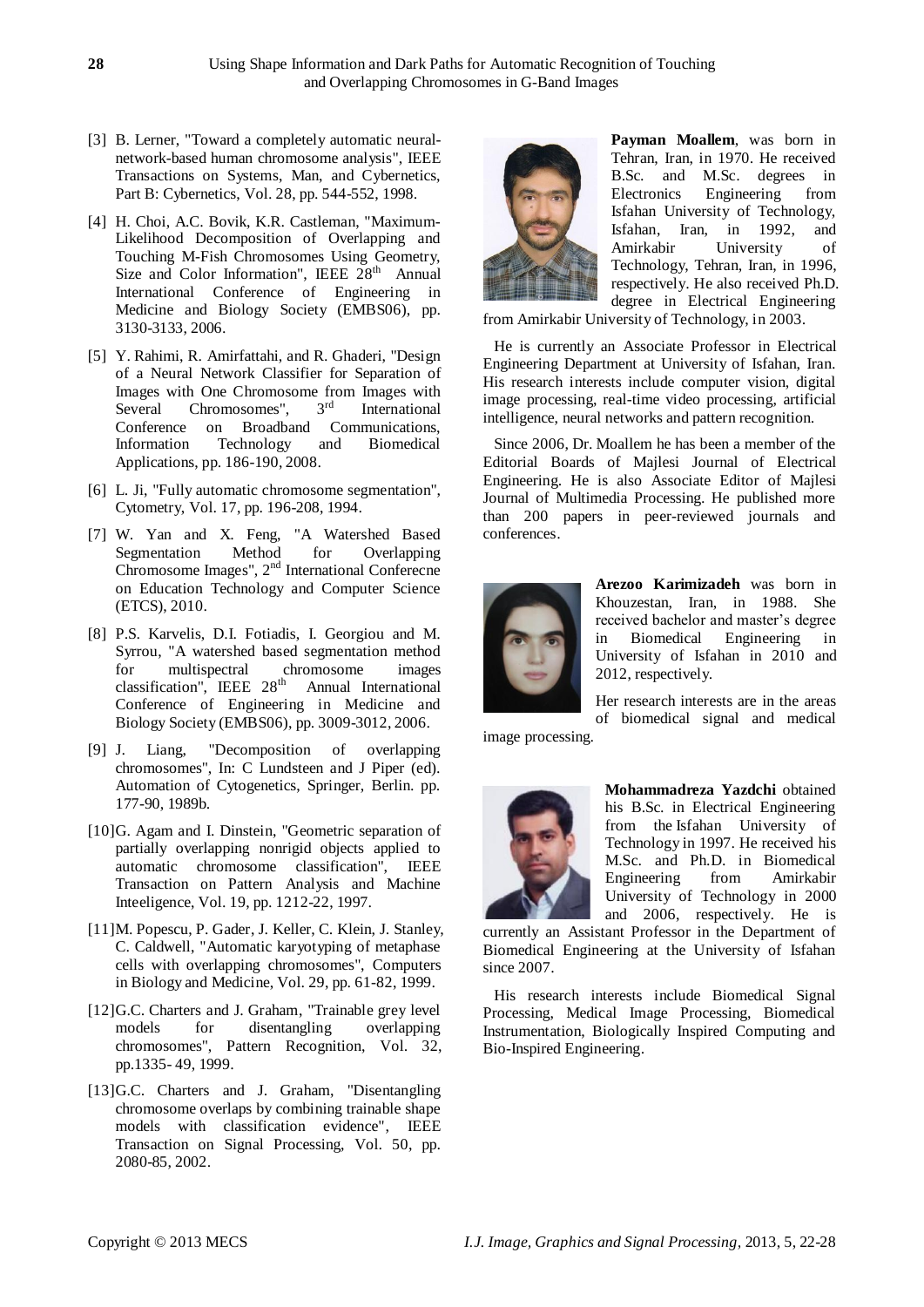[3] B. Lerner, "Toward a completely automatic neural-network-based human chromosome analysis", IEEE Transactions on Systems, Man, and Cybernetics, Part B: Cybernetics, Vol. 28, pp. 544-552, 1998.

[4] H. Choi, A.C. Bovik, K.R. Castleman, "Maximum-Likelihood Decomposition of Overlapping and Touching M-Fish Chromosomes Using Geometry, Size and Color Information", IEEE 28th Annual International Conference of Engineering in Medicine and Biology Society (EMBS06), pp. 3130-3133, 2006.

[5] Y. Rahimi, R. Amirfattahi, and R. Ghaderi, "Design of a Neural Network Classifier for Separation of Images with One Chromosome from Images with Several Chromosomes", 3rd International Conference on Broadband Communications, Information Technology and Biomedical Applications, pp. 186-190, 2008.

[6] L. Ji, "Fully automatic chromosome segmentation", Cytometry, Vol. 17, pp. 196-208, 1994.

[7] W. Yan and X. Feng, "A Watershed Based Segmentation Method for Overlapping Chromosome Images", 2nd International Conferecne on Education Technology and Computer Science (ETCS), 2010.

[8] P.S. Karvelis, D.I. Fotiadis, I. Georgiou and M. Syrrou, "A watershed based segmentation method for multispectral chromosome images classification", IEEE 28th Annual International Conference of Engineering in Medicine and Biology Society (EMBS06), pp. 3009-3012, 2006.

[9] J. Liang, "Decomposition of overlapping chromosomes", In: C Lundsteen and J Piper (ed). Automation of Cytogenetics, Springer, Berlin. pp. 177-90, 1989b.

[10] G. Agam and I. Dinstein, "Geometric separation of partially overlapping nonrigid objects applied to automatic chromosome classification", IEEE Transaction on Pattern Analysis and Machine Inteeligence, Vol. 19, pp. 1212-22, 1997.

[11] M. Popescu, P. Gader, J. Keller, C. Klein, J. Stanley, C. Caldwell, "Automatic karyotyping of metaphase cells with overlapping chromosomes", Computers in Biology and Medicine, Vol. 29, pp. 61-82, 1999.

[12] G.C. Charters and J. Graham, "Trainable grey level models for disentangling overlapping chromosomes", Pattern Recognition, Vol. 32, pp.1335- 49, 1999.

[13] G.C. Charters and J. Graham, "Disentangling chromosome overlaps by combining trainable shape models with classification evidence", IEEE Transaction on Signal Processing, Vol. 50, pp. 2080-85, 2002.

**Payman Moallem**, was born in Tehran, Iran, in 1970. He received B.Sc. and M.Sc. degrees in Electronics Engineering from Isfahan University of Technology, Isfahan, Iran, in 1992, and Amirkabir University of Technology, Tehran, Iran, in 1996, respectively. He also received Ph.D. degree in Electrical Engineering from Amirkabir University of Technology, in 2003.

He is currently an Associate Professor in Electrical Engineering Department at University of Isfahan, Iran. His research interests include computer vision, digital image processing, real-time video processing, artificial intelligence, neural networks and pattern recognition.

Since 2006, Dr. Moallem he has been a member of the Editorial Boards of Majlesi Journal of Electrical Engineering. He is also Associate Editor of Majlesi Journal of Multimedia Processing. He published more than 200 papers in peer-reviewed journals and conferences.

**Arezoo Karimizadeh** was born in Khouzestan, Iran, in 1988. She received bachelor and master's degree in Biomedical Engineering in University of Isfahan in 2010 and 2012, respectively.

Her research interests are in the areas of biomedical signal and medical image processing.

**Mohammadreza Yazdchi** obtained his B.Sc. in Electrical Engineering from the Isfahan University of Technology in 1997. He received his M.Sc. and Ph.D. in Biomedical Engineering from Amirkabir University of Technology in 2000 and 2006, respectively. He is currently an Assistant Professor in the Department of Biomedical Engineering at the University of Isfahan since 2007.

His research interests include Biomedical Signal Processing, Medical Image Processing, Biomedical Instrumentation, Biologically Inspired Computing and Bio-Inspired Engineering.